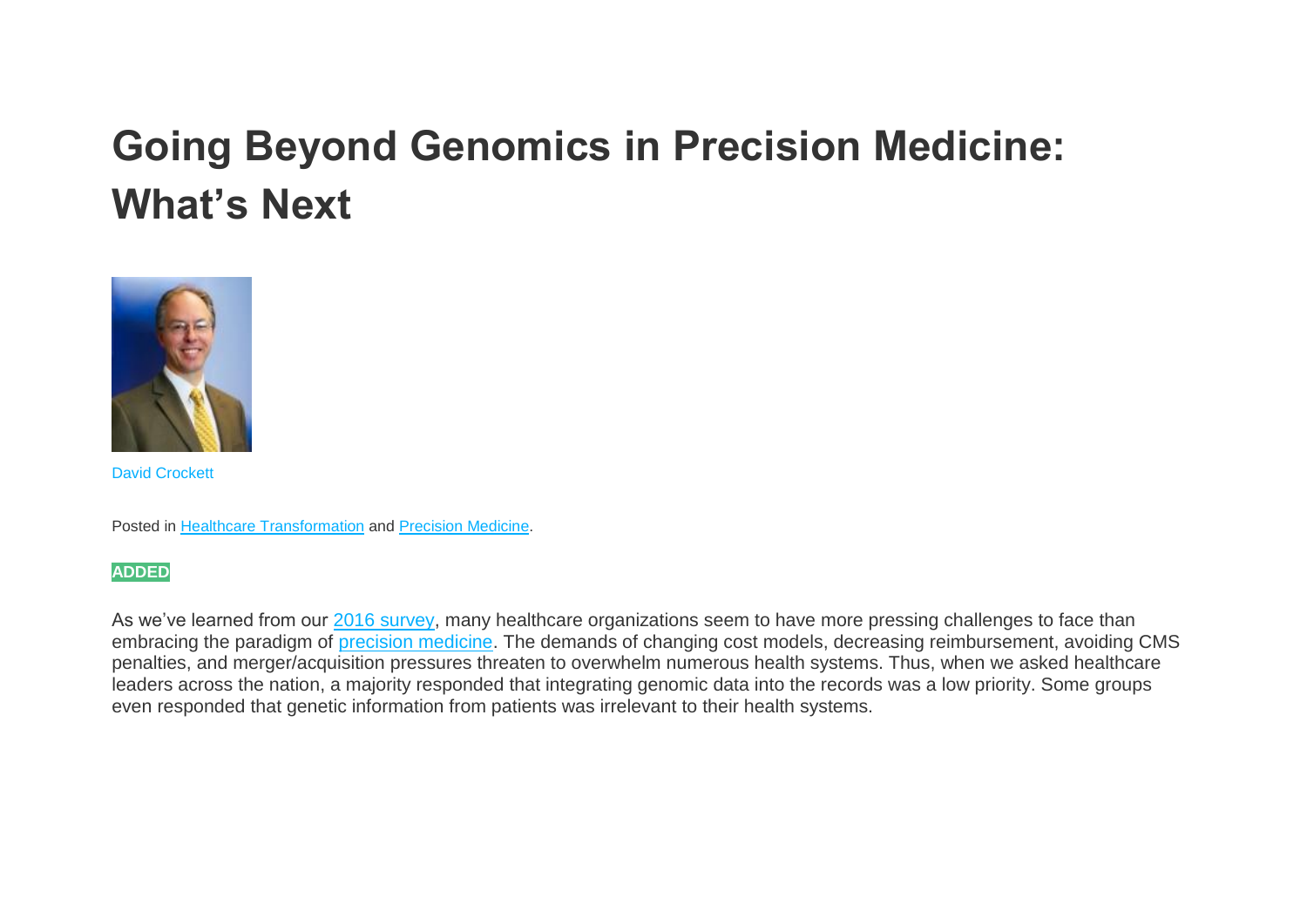# Going Beyond Genomics in Precision Medicine: What's Next

David Crockett

Posted in Healthcare Transformation and Precision Medicine.

**ADDED**

As we've learned from our 2016 survey, many healthcare organizations seem to have more pressing challenges to face than embracing the paradigm of precision medicine. The demands of changing cost models, decreasing reimbursement, avoiding CMS penalties, and merger/acquisition pressures threaten to overwhelm numerous health systems. Thus, when we asked healthcare leaders across the nation, a majority responded that integrating genomic data into the records was a low priority. Some groups even responded that genetic information from patients was irrelevant to their health systems.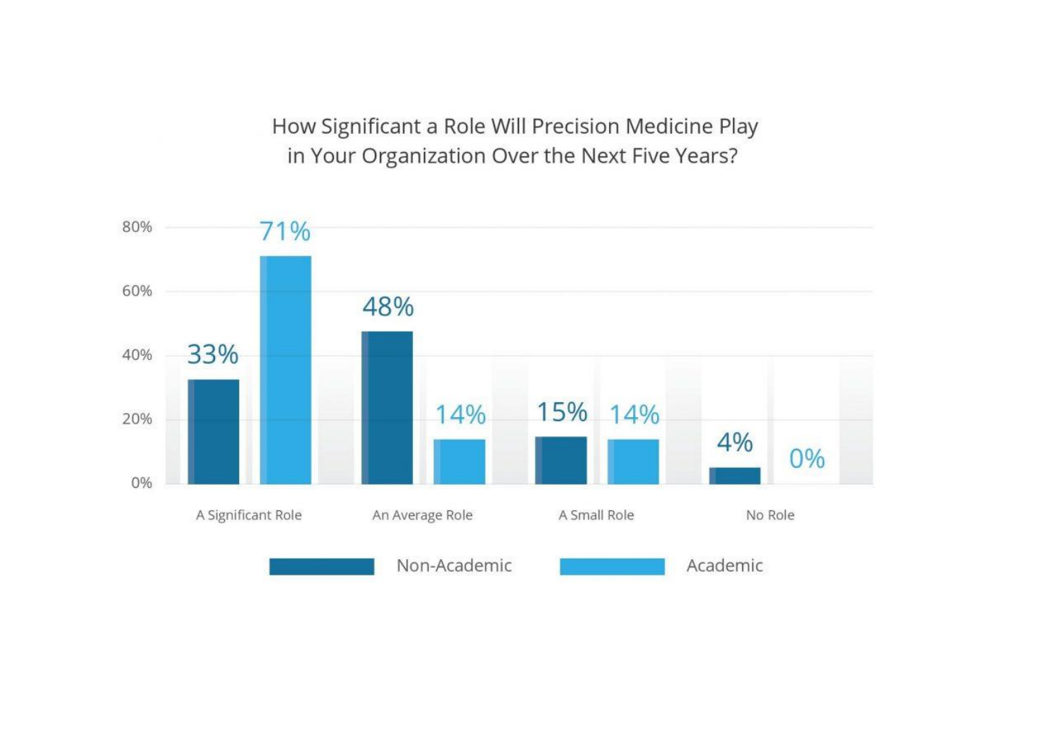How Significant a Role Will Precision Medicine Play in Your Organization Over the Next Five Years?

| | Non-Academic | Academic |
| --- | --- | --- |
| A Significant Role | 33% | 71% |
| An Average Role | 48% | 14% |
| A Small Role | 15% | 14% |
| No Role | 4% | 0% |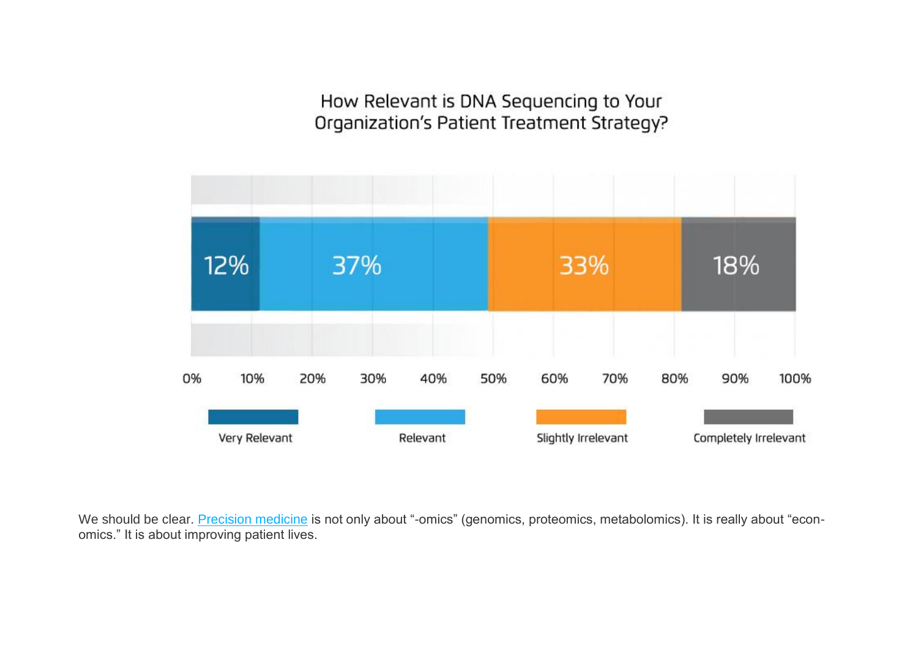How Relevant is DNA Sequencing to Your Organization's Patient Treatment Strategy?

| Very Relevant | Relevant | Slightly Irrelevant | Completely Irrelevant |
|---|---|---|---|
| 12% | 37% | 33% | 18% |

We should be clear. [Precision medicine]() is not only about "-omics" (genomics, proteomics, metabolomics). It is really about "economics." It is about improving patient lives.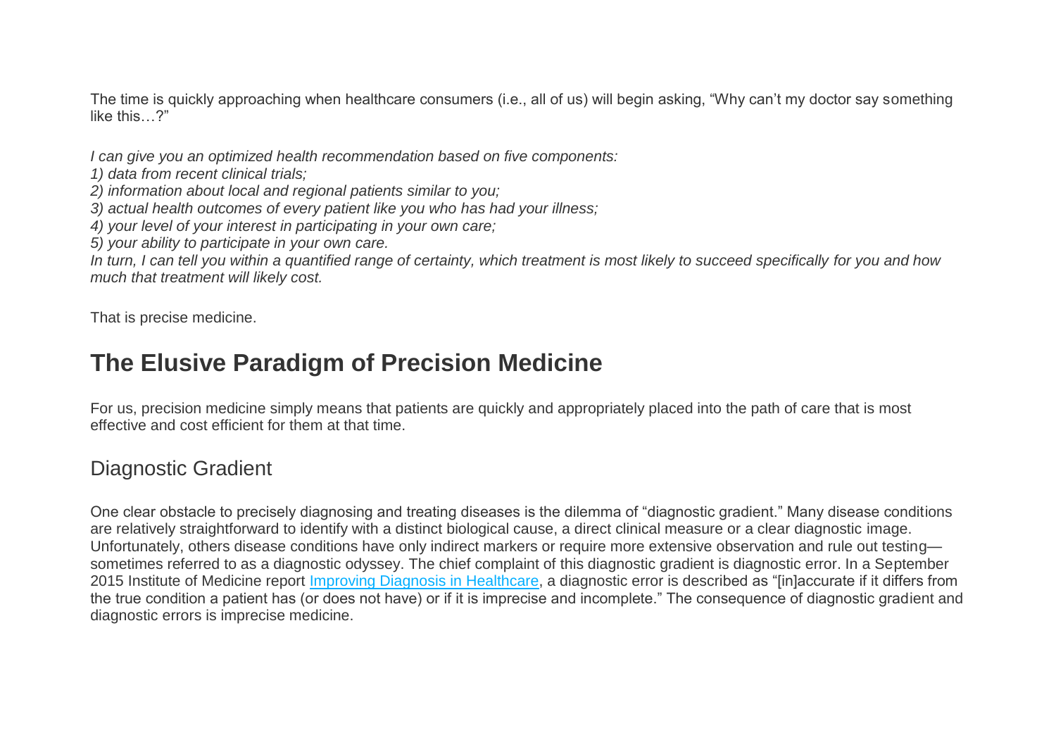The time is quickly approaching when healthcare consumers (i.e., all of us) will begin asking, “Why can’t my doctor say something like this…?”

*I can give you an optimized health recommendation based on five components:*
*1) data from recent clinical trials;*
*2) information about local and regional patients similar to you;*
*3) actual health outcomes of every patient like you who has had your illness;*
*4) your level of your interest in participating in your own care;*
*5) your ability to participate in your own care.*
*In turn, I can tell you within a quantified range of certainty, which treatment is most likely to succeed specifically for you and how much that treatment will likely cost.*

That is precise medicine.

## The Elusive Paradigm of Precision Medicine

For us, precision medicine simply means that patients are quickly and appropriately placed into the path of care that is most effective and cost efficient for them at that time.

### Diagnostic Gradient

One clear obstacle to precisely diagnosing and treating diseases is the dilemma of “diagnostic gradient.” Many disease conditions are relatively straightforward to identify with a distinct biological cause, a direct clinical measure or a clear diagnostic image. Unfortunately, others disease conditions have only indirect markers or require more extensive observation and rule out testing—sometimes referred to as a diagnostic odyssey. The chief complaint of this diagnostic gradient is diagnostic error. In a September 2015 Institute of Medicine report [Improving Diagnosis in Healthcare](), a diagnostic error is described as “[in]accurate if it differs from the true condition a patient has (or does not have) or if it is imprecise and incomplete.” The consequence of diagnostic gradient and diagnostic errors is imprecise medicine.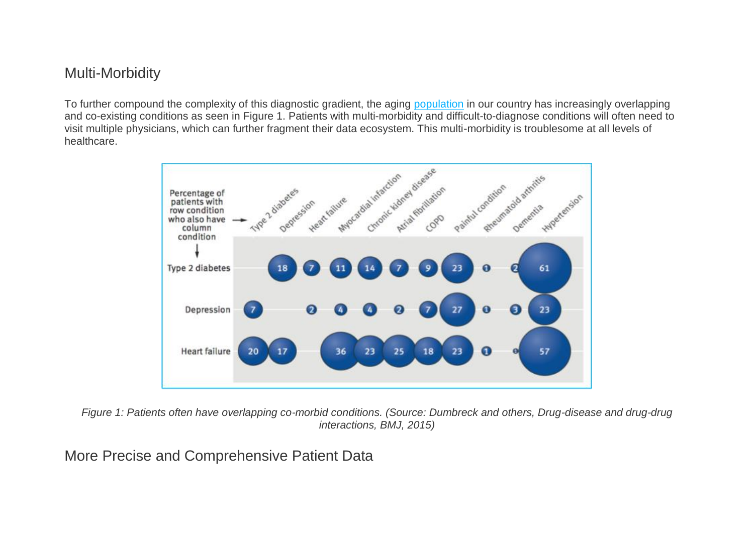## Multi-Morbidity

To further compound the complexity of this diagnostic gradient, the aging population in our country has increasingly overlapping and co-existing conditions as seen in Figure 1. Patients with multi-morbidity and difficult-to-diagnose conditions will often need to visit multiple physicians, which can further fragment their data ecosystem. This multi-morbidity is troublesome at all levels of healthcare.

| Percentage of patients with row condition who also have column condition | Type 2 diabetes | Depression | Heart failure | Myocardial infarction | Chronic kidney disease | Atrial fibrillation | COPD | Painful condition | Rheumatoid arthritis | Dementia | Hypertension |
|---|---|---|---|---|---|---|---|---|---|---|---|
| Type 2 diabetes | | 18 | 7 | 11 | 14 | 7 | 9 | 23 | 1 | 2 | 61 |
| Depression | 7 | | 2 | 4 | 4 | 2 | 7 | 27 | 1 | 3 | 23 |
| Heart failure | 20 | 17 | | 36 | 23 | 25 | 18 | 23 | 1 | 0 | 57 |

*Figure 1: Patients often have overlapping co-morbid conditions. (Source: Dumbreck and others, Drug-disease and drug-drug interactions, BMJ, 2015)*

## More Precise and Comprehensive Patient Data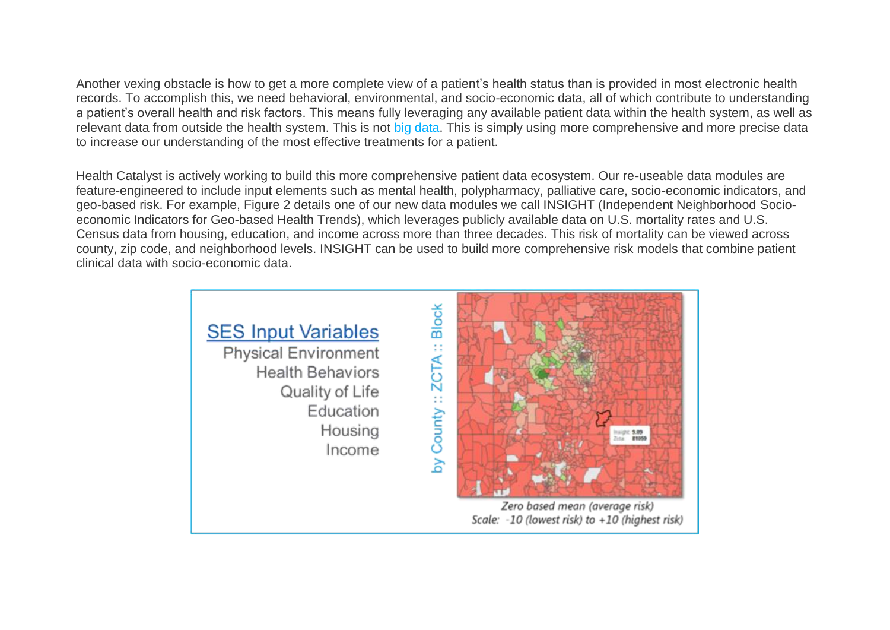Another vexing obstacle is how to get a more complete view of a patient's health status than is provided in most electronic health records. To accomplish this, we need behavioral, environmental, and socio-economic data, all of which contribute to understanding a patient's overall health and risk factors. This means fully leveraging any available patient data within the health system, as well as relevant data from outside the health system. This is not [big data](). This is simply using more comprehensive and more precise data to increase our understanding of the most effective treatments for a patient.

Health Catalyst is actively working to build this more comprehensive patient data ecosystem. Our re-useable data modules are feature-engineered to include input elements such as mental health, polypharmacy, palliative care, socio-economic indicators, and geo-based risk. For example, Figure 2 details one of our new data modules we call INSIGHT (Independent Neighborhood Socio-economic Indicators for Geo-based Health Trends), which leverages publicly available data on U.S. mortality rates and U.S. Census data from housing, education, and income across more than three decades. This risk of mortality can be viewed across county, zip code, and neighborhood levels. INSIGHT can be used to build more comprehensive risk models that combine patient clinical data with socio-economic data.

**SES Input Variables**

Physical Environment
Health Behaviors
Quality of Life
Education
Housing
Income

by County :: ZCTA :: Block

*Zero based mean (average risk)*
*Scale: -10 (lowest risk) to +10 (highest risk)*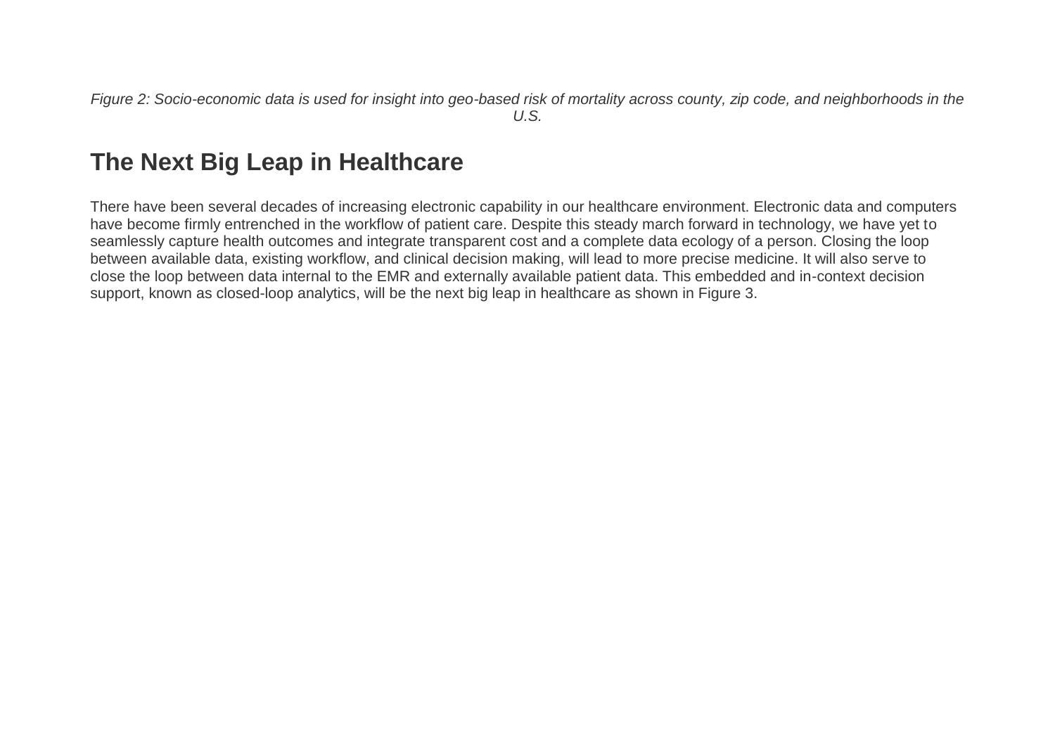*Figure 2: Socio-economic data is used for insight into geo-based risk of mortality across county, zip code, and neighborhoods in the U.S.*

## The Next Big Leap in Healthcare

There have been several decades of increasing electronic capability in our healthcare environment. Electronic data and computers have become firmly entrenched in the workflow of patient care. Despite this steady march forward in technology, we have yet to seamlessly capture health outcomes and integrate transparent cost and a complete data ecology of a person. Closing the loop between available data, existing workflow, and clinical decision making, will lead to more precise medicine. It will also serve to close the loop between data internal to the EMR and externally available patient data. This embedded and in-context decision support, known as closed-loop analytics, will be the next big leap in healthcare as shown in Figure 3.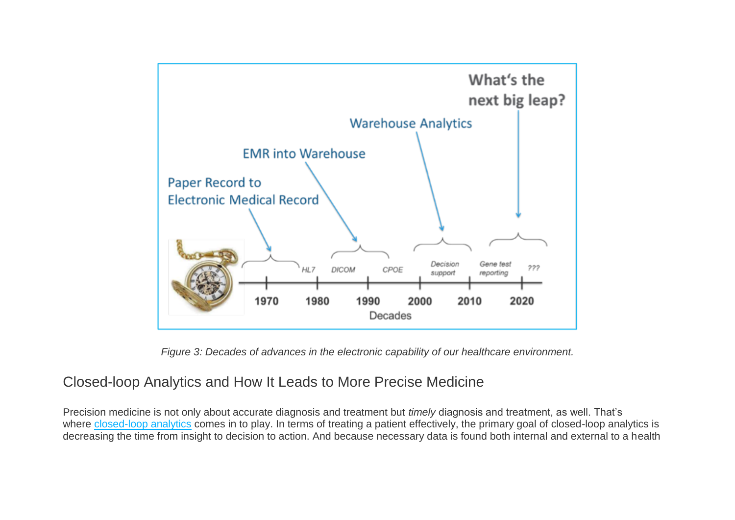*Figure 3: Decades of advances in the electronic capability of our healthcare environment.*

## Closed-loop Analytics and How It Leads to More Precise Medicine

Precision medicine is not only about accurate diagnosis and treatment but *timely* diagnosis and treatment, as well. That's where closed-loop analytics comes in to play. In terms of treating a patient effectively, the primary goal of closed-loop analytics is decreasing the time from insight to decision to action. And because necessary data is found both internal and external to a health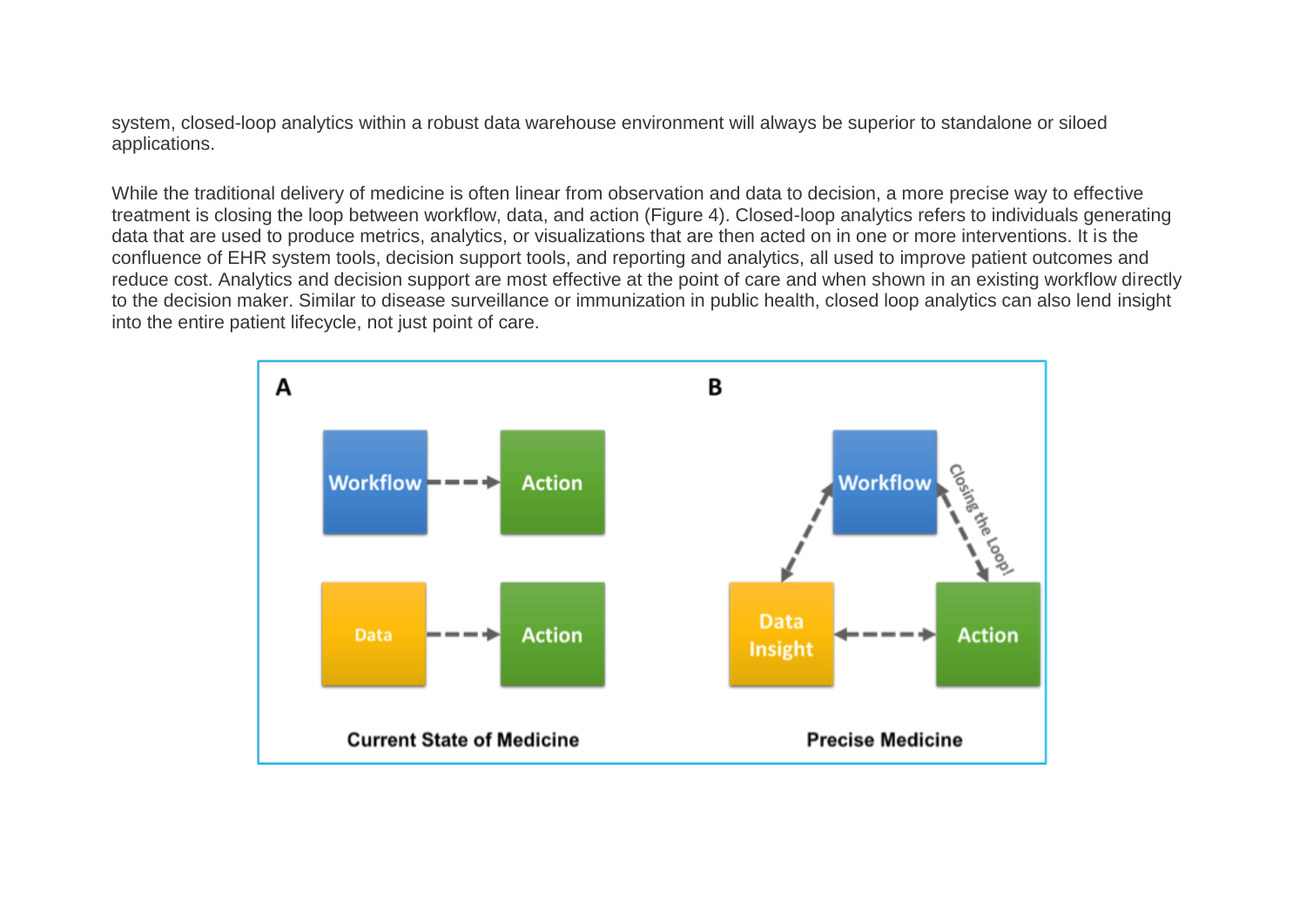system, closed-loop analytics within a robust data warehouse environment will always be superior to standalone or siloed applications.

While the traditional delivery of medicine is often linear from observation and data to decision, a more precise way to effective treatment is closing the loop between workflow, data, and action (Figure 4). Closed-loop analytics refers to individuals generating data that are used to produce metrics, analytics, or visualizations that are then acted on in one or more interventions. It is the confluence of EHR system tools, decision support tools, and reporting and analytics, all used to improve patient outcomes and reduce cost. Analytics and decision support are most effective at the point of care and when shown in an existing workflow directly to the decision maker. Similar to disease surveillance or immunization in public health, closed loop analytics can also lend insight into the entire patient lifecycle, not just point of care.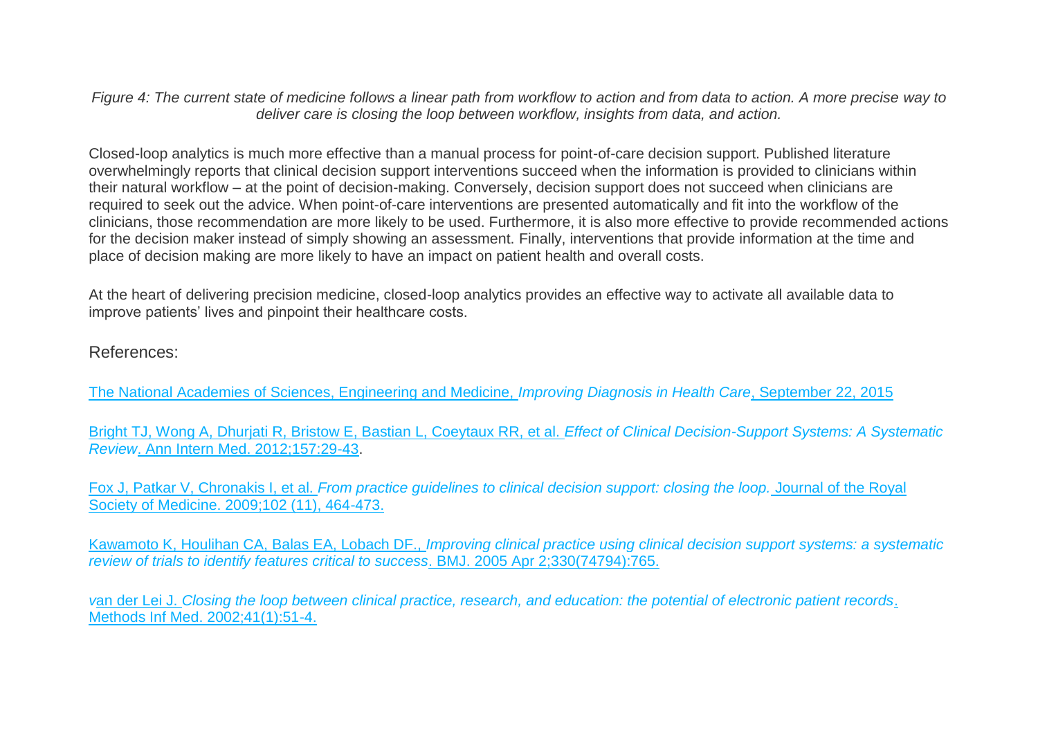*Figure 4: The current state of medicine follows a linear path from workflow to action and from data to action. A more precise way to deliver care is closing the loop between workflow, insights from data, and action.*

Closed-loop analytics is much more effective than a manual process for point-of-care decision support. Published literature overwhelmingly reports that clinical decision support interventions succeed when the information is provided to clinicians within their natural workflow – at the point of decision-making. Conversely, decision support does not succeed when clinicians are required to seek out the advice. When point-of-care interventions are presented automatically and fit into the workflow of the clinicians, those recommendation are more likely to be used. Furthermore, it is also more effective to provide recommended actions for the decision maker instead of simply showing an assessment. Finally, interventions that provide information at the time and place of decision making are more likely to have an impact on patient health and overall costs.

At the heart of delivering precision medicine, closed-loop analytics provides an effective way to activate all available data to improve patients' lives and pinpoint their healthcare costs.

## References:

The National Academies of Sciences, Engineering and Medicine, *Improving Diagnosis in Health Care*, September 22, 2015

Bright TJ, Wong A, Dhurjati R, Bristow E, Bastian L, Coeytaux RR, et al. *Effect of Clinical Decision-Support Systems: A Systematic Review*. Ann Intern Med. 2012;157:29-43.

Fox J, Patkar V, Chronakis I, et al. *From practice guidelines to clinical decision support: closing the loop.* Journal of the Royal Society of Medicine. 2009;102 (11), 464-473.

Kawamoto K, Houlihan CA, Balas EA, Lobach DF., *Improving clinical practice using clinical decision support systems: a systematic review of trials to identify features critical to success*. BMJ. 2005 Apr 2;330(74794):765.

van der Lei J. *Closing the loop between clinical practice, research, and education: the potential of electronic patient records*. Methods Inf Med. 2002;41(1):51-4.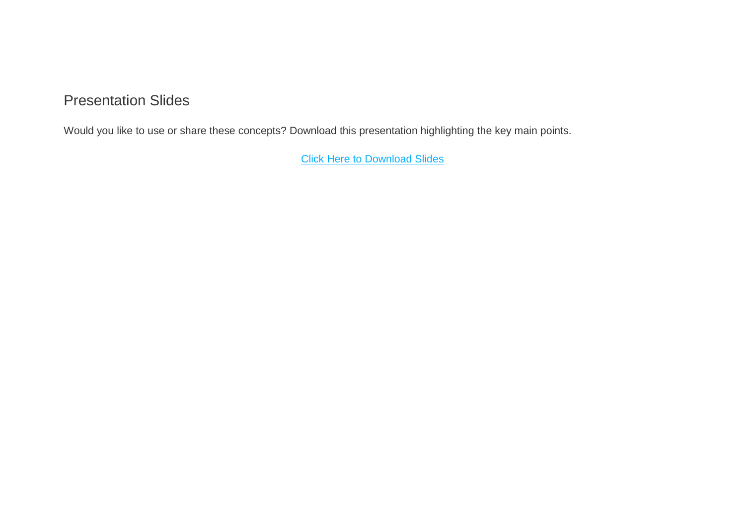## Presentation Slides

Would you like to use or share these concepts? Download this presentation highlighting the key main points.

Click Here to Download Slides